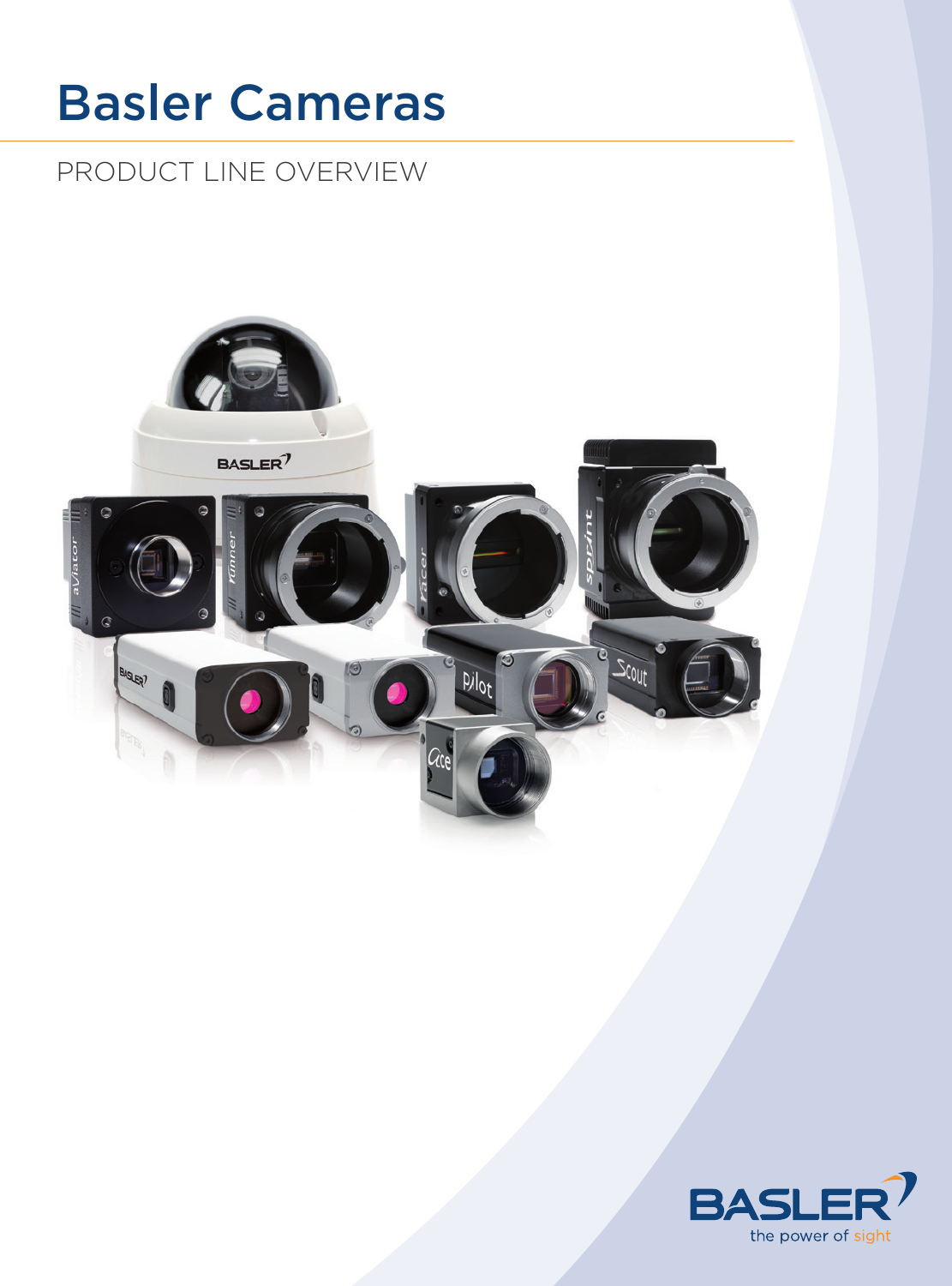# Basler Cameras

## PRODUCT LINE OVERVIEW

BASLER
the power of sight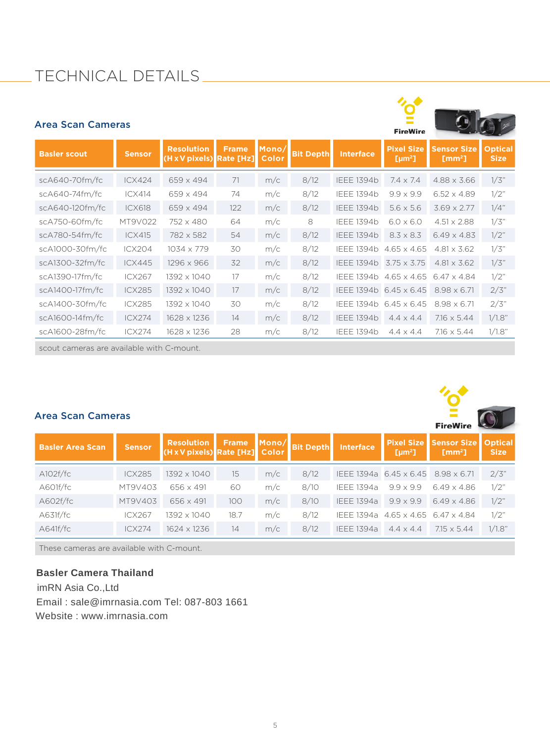# TECHNICAL DETAILS

## Area Scan Cameras

| Basler scout | Sensor | Resolution (H x V pixels) | Frame Rate [Hz] | Mono/ Color | Bit Depth | Interface | Pixel Size [µm²] | Sensor Size [mm²] | Optical Size |
|---|---|---|---|---|---|---|---|---|---|
| scA640-70fm/fc | ICX424 | 659 x 494 | 71 | m/c | 8/12 | IEEE 1394b | 7.4 x 7.4 | 4.88 x 3.66 | 1/3" |
| scA640-74fm/fc | ICX414 | 659 x 494 | 74 | m/c | 8/12 | IEEE 1394b | 9.9 x 9.9 | 6.52 x 4.89 | 1/2" |
| scA640-120fm/fc | ICX618 | 659 x 494 | 122 | m/c | 8/12 | IEEE 1394b | 5.6 x 5.6 | 3.69 x 2.77 | 1/4" |
| scA750-60fm/fc | MT9V022 | 752 x 480 | 64 | m/c | 8 | IEEE 1394b | 6.0 x 6.0 | 4.51 x 2.88 | 1/3" |
| scA780-54fm/fc | ICX415 | 782 x 582 | 54 | m/c | 8/12 | IEEE 1394b | 8.3 x 8.3 | 6.49 x 4.83 | 1/2" |
| scA1000-30fm/fc | ICX204 | 1034 x 779 | 30 | m/c | 8/12 | IEEE 1394b | 4.65 x 4.65 | 4.81 x 3.62 | 1/3" |
| scA1300-32fm/fc | ICX445 | 1296 x 966 | 32 | m/c | 8/12 | IEEE 1394b | 3.75 x 3.75 | 4.81 x 3.62 | 1/3" |
| scA1390-17fm/fc | ICX267 | 1392 x 1040 | 17 | m/c | 8/12 | IEEE 1394b | 4.65 x 4.65 | 6.47 x 4.84 | 1/2" |
| scA1400-17fm/fc | ICX285 | 1392 x 1040 | 17 | m/c | 8/12 | IEEE 1394b | 6.45 x 6.45 | 8.98 x 6.71 | 2/3" |
| scA1400-30fm/fc | ICX285 | 1392 x 1040 | 30 | m/c | 8/12 | IEEE 1394b | 6.45 x 6.45 | 8.98 x 6.71 | 2/3" |
| scA1600-14fm/fc | ICX274 | 1628 x 1236 | 14 | m/c | 8/12 | IEEE 1394b | 4.4 x 4.4 | 7.16 x 5.44 | 1/1.8" |
| scA1600-28fm/fc | ICX274 | 1628 x 1236 | 28 | m/c | 8/12 | IEEE 1394b | 4.4 x 4.4 | 7.16 x 5.44 | 1/1.8" |

scout cameras are available with C-mount.

## Area Scan Cameras

| Basler Area Scan | Sensor | Resolution (H x V pixels) | Frame Rate [Hz] | Mono/ Color | Bit Depth | Interface | Pixel Size [µm²] | Sensor Size [mm²] | Optical Size |
|---|---|---|---|---|---|---|---|---|---|
| A102f/fc | ICX285 | 1392 x 1040 | 15 | m/c | 8/12 | IEEE 1394a | 6.45 x 6.45 | 8.98 x 6.71 | 2/3" |
| A601f/fc | MT9V403 | 656 x 491 | 60 | m/c | 8/10 | IEEE 1394a | 9.9 x 9.9 | 6.49 x 4.86 | 1/2" |
| A602f/fc | MT9V403 | 656 x 491 | 100 | m/c | 8/10 | IEEE 1394a | 9.9 x 9.9 | 6.49 x 4.86 | 1/2" |
| A631f/fc | ICX267 | 1392 x 1040 | 18.7 | m/c | 8/12 | IEEE 1394a | 4.65 x 4.65 | 6.47 x 4.84 | 1/2" |
| A641f/fc | ICX274 | 1624 x 1236 | 14 | m/c | 8/12 | IEEE 1394a | 4.4 x 4.4 | 7.15 x 5.44 | 1/1.8" |

These cameras are available with C-mount.

**Basler Camera Thailand**

imRN Asia Co.,Ltd

Email : sale@imrnasia.com Tel: 087-803 1661

Website : www.imrnasia.com